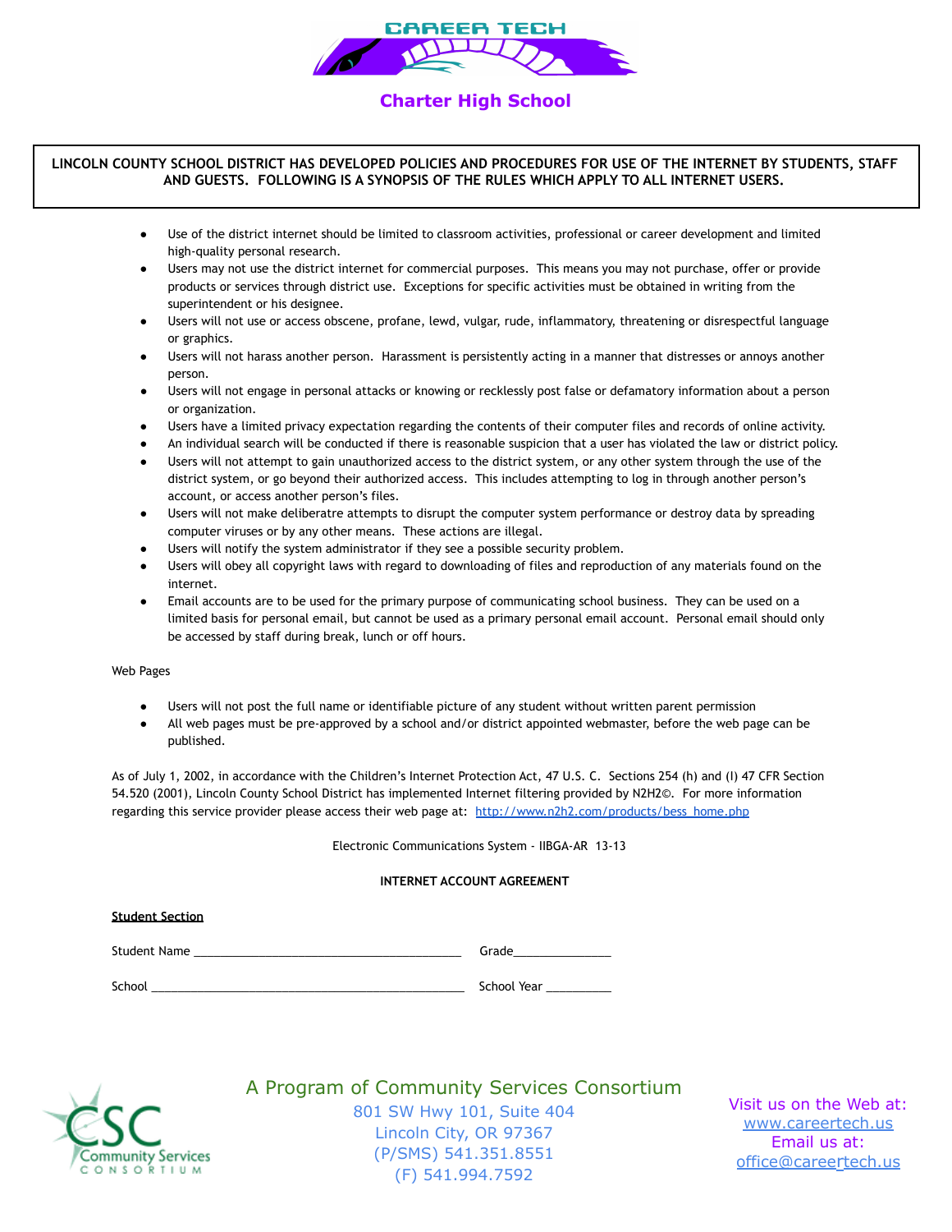# CAREER TECH

## Charter High School

**LINCOLN COUNTY SCHOOL DISTRICT HAS DEVELOPED POLICIES AND PROCEDURES FOR USE OF THE INTERNET BY STUDENTS, STAFF AND GUESTS. FOLLOWING IS A SYNOPSIS OF THE RULES WHICH APPLY TO ALL INTERNET USERS.**

- Use of the district internet should be limited to classroom activities, professional or career development and limited high-quality personal research.
- Users may not use the district internet for commercial purposes. This means you may not purchase, offer or provide products or services through district use. Exceptions for specific activities must be obtained in writing from the superintendent or his designee.
- Users will not use or access obscene, profane, lewd, vulgar, rude, inflammatory, threatening or disrespectful language or graphics.
- Users will not harass another person. Harassment is persistently acting in a manner that distresses or annoys another person.
- Users will not engage in personal attacks or knowing or recklessly post false or defamatory information about a person or organization.
- Users have a limited privacy expectation regarding the contents of their computer files and records of online activity.
- An individual search will be conducted if there is reasonable suspicion that a user has violated the law or district policy.
- Users will not attempt to gain unauthorized access to the district system, or any other system through the use of the district system, or go beyond their authorized access. This includes attempting to log in through another person's account, or access another person's files.
- Users will not make deliberatre attempts to disrupt the computer system performance or destroy data by spreading computer viruses or by any other means. These actions are illegal.
- Users will notify the system administrator if they see a possible security problem.
- Users will obey all copyright laws with regard to downloading of files and reproduction of any materials found on the internet.
- Email accounts are to be used for the primary purpose of communicating school business. They can be used on a limited basis for personal email, but cannot be used as a primary personal email account. Personal email should only be accessed by staff during break, lunch or off hours.

Web Pages

- Users will not post the full name or identifiable picture of any student without written parent permission
- All web pages must be pre-approved by a school and/or district appointed webmaster, before the web page can be published.

As of July 1, 2002, in accordance with the Children's Internet Protection Act, 47 U.S. C. Sections 254 (h) and (I) 47 CFR Section 54.520 (2001), Lincoln County School District has implemented Internet filtering provided by N2H2©. For more information regarding this service provider please access their web page at: http://www.n2h2.com/products/bess_home.php

Electronic Communications System - IIBGA-AR 13-13

**INTERNET ACCOUNT AGREEMENT**

**Student Section**

Student Name ________________________________________ Grade_______________

School _____________________________________________ School Year __________

A Program of Community Services Consortium
801 SW Hwy 101, Suite 404
Lincoln City, OR 97367
(P/SMS) 541.351.8551
(F) 541.994.7592

Visit us on the Web at: www.careertech.us
Email us at: office@careertech.us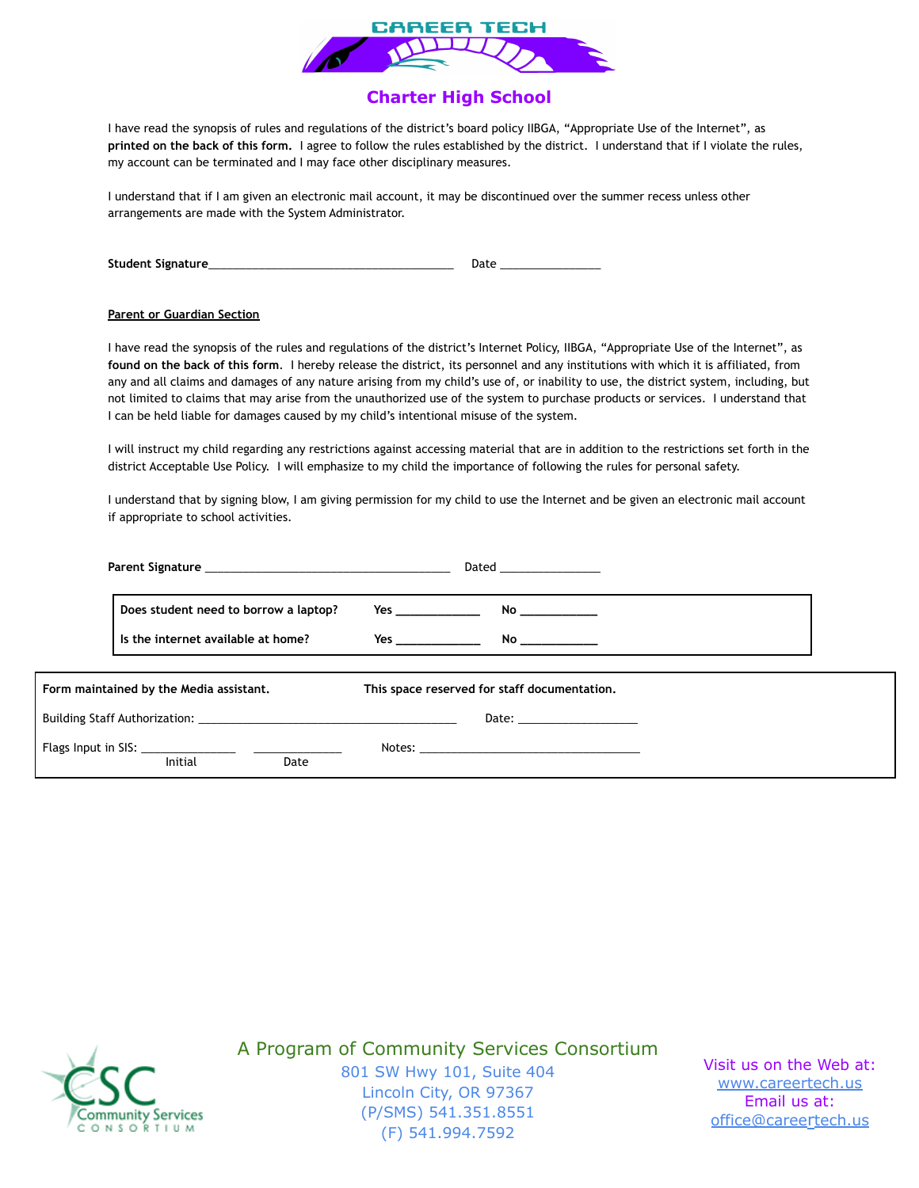# CAREER TECH

## Charter High School

I have read the synopsis of rules and regulations of the district's board policy IIBGA, "Appropriate Use of the Internet", as **printed on the back of this form.** I agree to follow the rules established by the district. I understand that if I violate the rules, my account can be terminated and I may face other disciplinary measures.

I understand that if I am given an electronic mail account, it may be discontinued over the summer recess unless other arrangements are made with the System Administrator.

**Student Signature**_______________________________________ Date ________________

**Parent or Guardian Section**

I have read the synopsis of the rules and regulations of the district's Internet Policy, IIBGA, "Appropriate Use of the Internet", as **found on the back of this form**. I hereby release the district, its personnel and any institutions with which it is affiliated, from any and all claims and damages of any nature arising from my child's use of, or inability to use, the district system, including, but not limited to claims that may arise from the unauthorized use of the system to purchase products or services. I understand that I can be held liable for damages caused by my child's intentional misuse of the system.

I will instruct my child regarding any restrictions against accessing material that are in addition to the restrictions set forth in the district Acceptable Use Policy. I will emphasize to my child the importance of following the rules for personal safety.

I understand that by signing blow, I am giving permission for my child to use the Internet and be given an electronic mail account if appropriate to school activities.

**Parent Signature** _______________________________________ Dated ________________

| | | |
|---|---|---|
| **Does student need to borrow a laptop?** | **Yes** _____________ | **No** ____________ |
| **Is the internet available at home?** | **Yes** _____________ | **No** ____________ |

**Form maintained by the Media assistant.** **This space reserved for staff documentation.**

Building Staff Authorization: __________________________________________ Date: ___________________

Flags Input in SIS: _______________ (Initial) ______________ (Date) Notes: ___________________________________

A Program of Community Services Consortium
801 SW Hwy 101, Suite 404
Lincoln City, OR 97367
(P/SMS) 541.351.8551
(F) 541.994.7592

Visit us on the Web at: www.careertech.us
Email us at: office@careertech.us